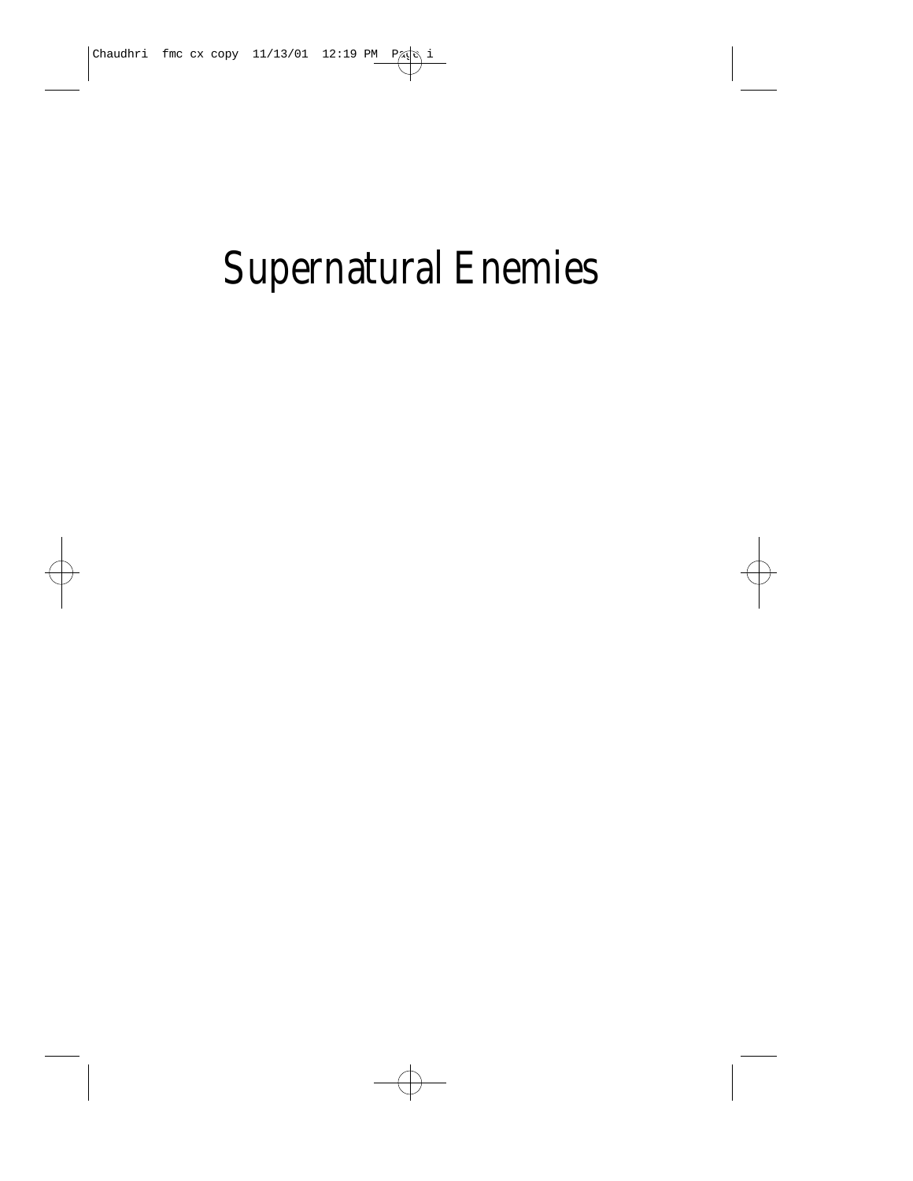# Supernatural Enemies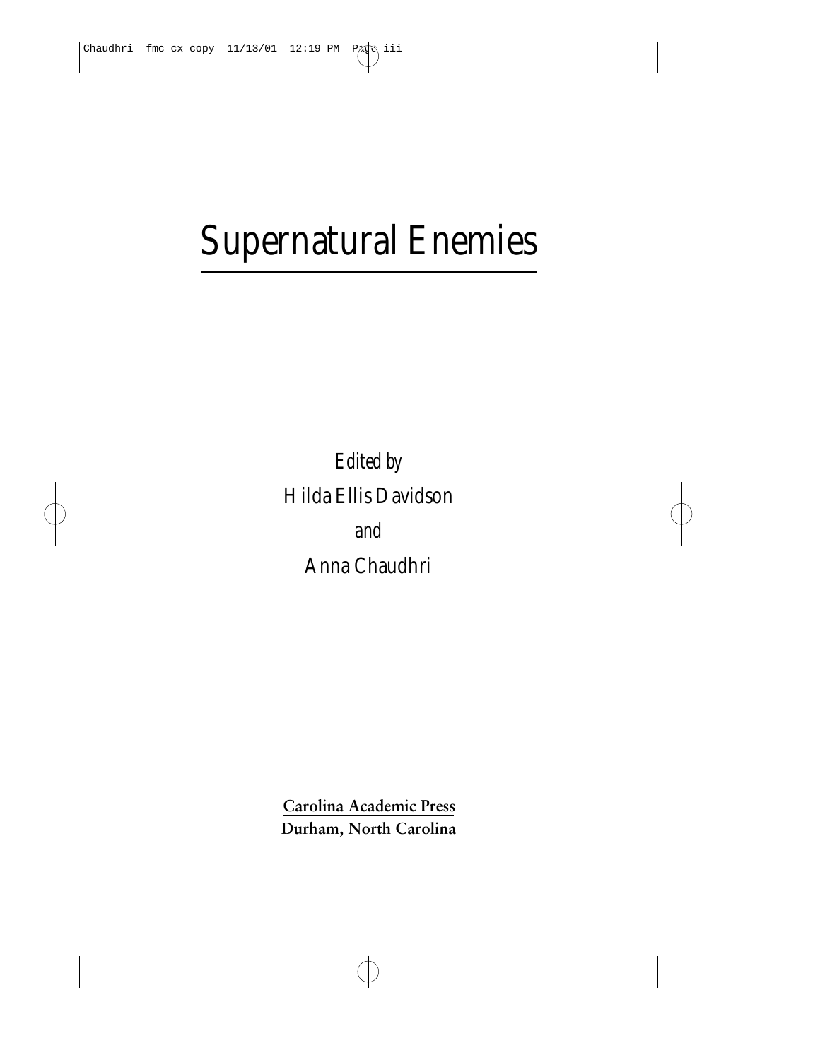# Supernatural Enemies

*Edited by*

Hilda Ellis Davidson

*and*

Anna Chaudhri

**Carolina Academic Press**
**Durham, North Carolina**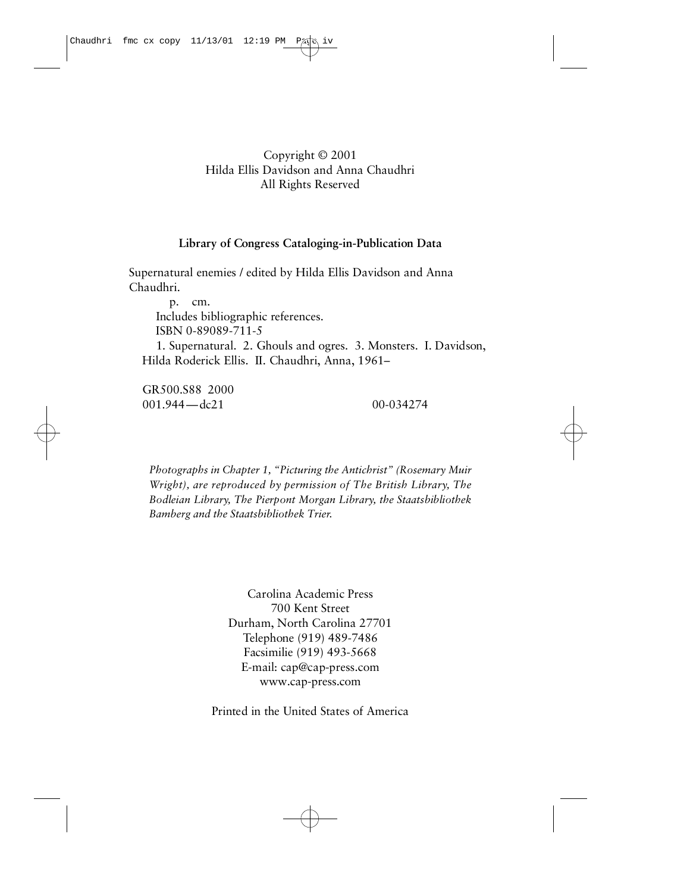Copyright © 2001
Hilda Ellis Davidson and Anna Chaudhri
All Rights Reserved

**Library of Congress Cataloging-in-Publication Data**

Supernatural enemies / edited by Hilda Ellis Davidson and Anna Chaudhri.

p. cm.

Includes bibliographic references.

ISBN 0-89089-711-5

1. Supernatural. 2. Ghouls and ogres. 3. Monsters. I. Davidson, Hilda Roderick Ellis. II. Chaudhri, Anna, 1961–

GR500.S88 2000
001.944—dc21 00-034274

*Photographs in Chapter 1, "Picturing the Antichrist" (Rosemary Muir Wright), are reproduced by permission of The British Library, The Bodleian Library, The Pierpont Morgan Library, the Staatsbibliothek Bamberg and the Staatsbibliothek Trier.*

Carolina Academic Press
700 Kent Street
Durham, North Carolina 27701
Telephone (919) 489-7486
Facsimilie (919) 493-5668
E-mail: cap@cap-press.com
www.cap-press.com

Printed in the United States of America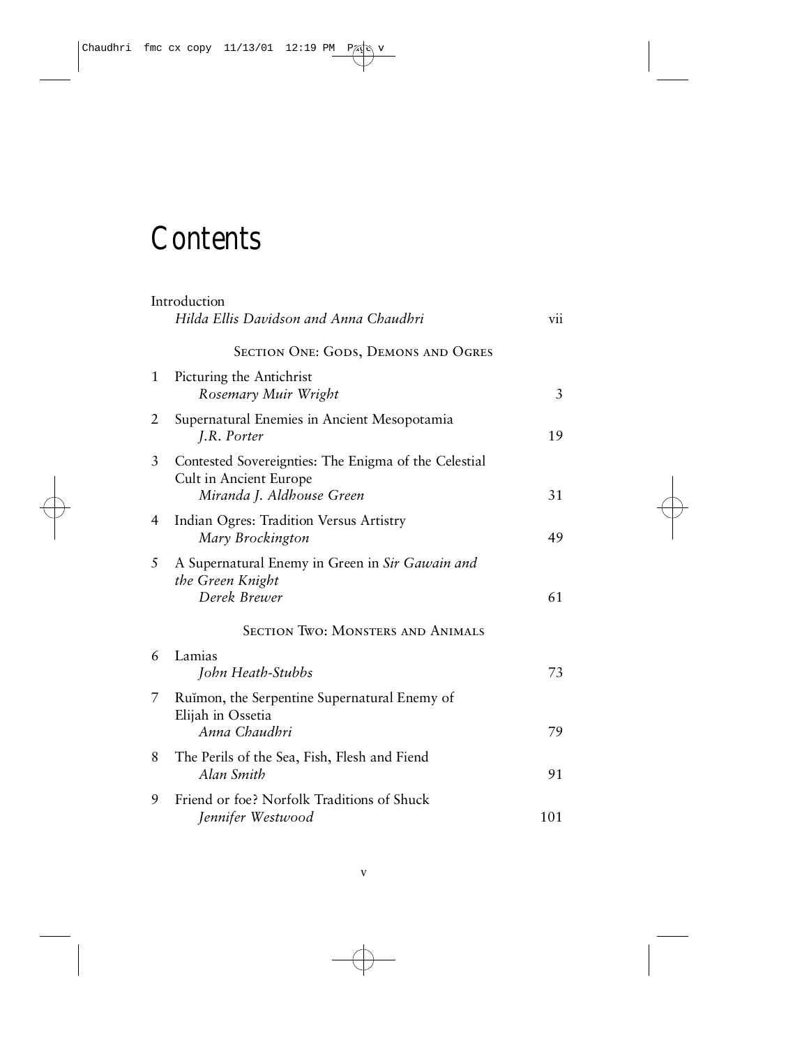# Contents

| | | |
|---|---|---|
| | Introduction<br>*Hilda Ellis Davidson and Anna Chaudhri* | vii |
| | SECTION ONE: GODS, DEMONS AND OGRES | |
| 1 | Picturing the Antichrist<br>*Rosemary Muir Wright* | 3 |
| 2 | Supernatural Enemies in Ancient Mesopotamia<br>*J.R. Porter* | 19 |
| 3 | Contested Sovereignties: The Enigma of the Celestial Cult in Ancient Europe<br>*Miranda J. Aldhouse Green* | 31 |
| 4 | Indian Ogres: Tradition Versus Artistry<br>*Mary Brockington* | 49 |
| 5 | A Supernatural Enemy in Green in *Sir Gawain and the Green Knight*<br>*Derek Brewer* | 61 |
| | SECTION TWO: MONSTERS AND ANIMALS | |
| 6 | Lamias<br>*John Heath-Stubbs* | 73 |
| 7 | Ruĭmon, the Serpentine Supernatural Enemy of Elijah in Ossetia<br>*Anna Chaudhri* | 79 |
| 8 | The Perils of the Sea, Fish, Flesh and Fiend<br>*Alan Smith* | 91 |
| 9 | Friend or foe? Norfolk Traditions of Shuck<br>*Jennifer Westwood* | 101 |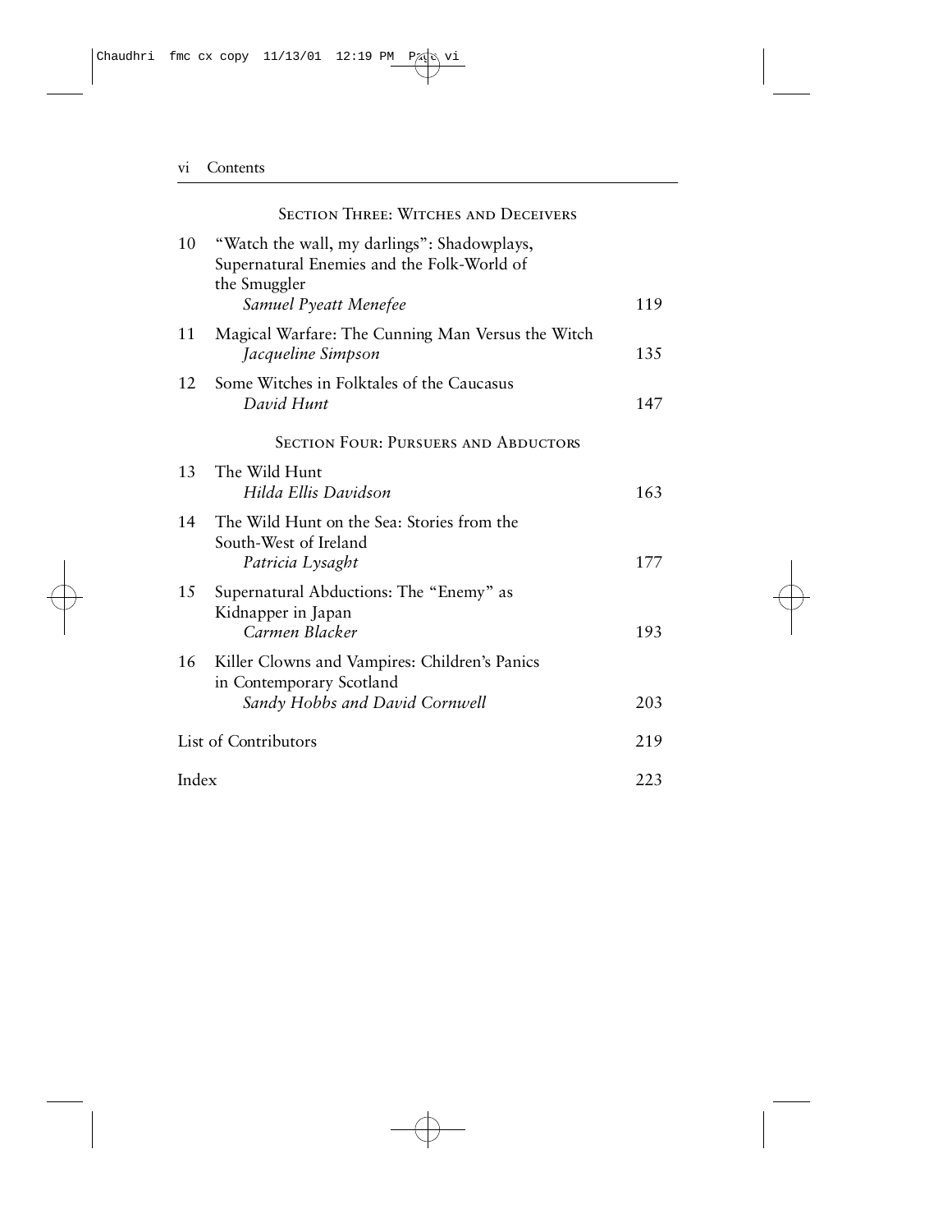## Section Three: Witches and Deceivers

10 "Watch the wall, my darlings": Shadowplays, Supernatural Enemies and the Folk-World of the Smuggler
*Samuel Pyeatt Menefee* 119

11 Magical Warfare: The Cunning Man Versus the Witch
*Jacqueline Simpson* 135

12 Some Witches in Folktales of the Caucasus
*David Hunt* 147

## Section Four: Pursuers and Abductors

13 The Wild Hunt
*Hilda Ellis Davidson* 163

14 The Wild Hunt on the Sea: Stories from the South-West of Ireland
*Patricia Lysaght* 177

15 Supernatural Abductions: The "Enemy" as Kidnapper in Japan
*Carmen Blacker* 193

16 Killer Clowns and Vampires: Children's Panics in Contemporary Scotland
*Sandy Hobbs and David Cornwell* 203

List of Contributors 219

Index 223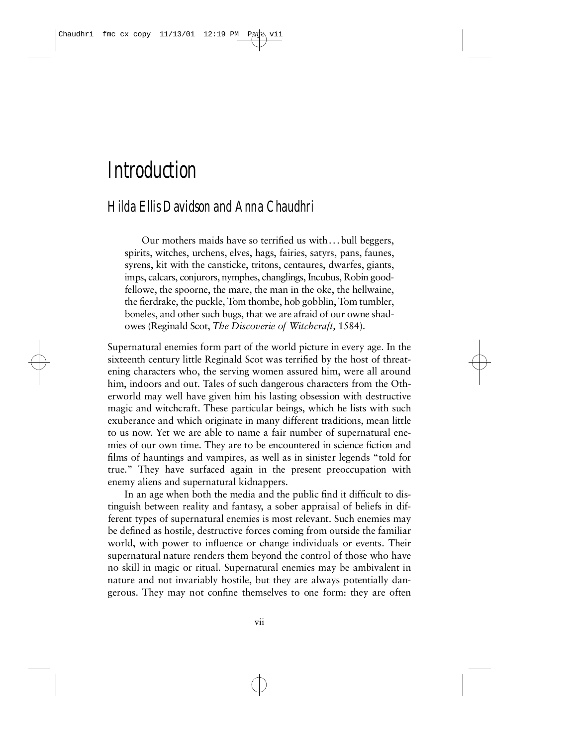# Introduction

## Hilda Ellis Davidson and Anna Chaudhri

> Our mothers maids have so terrified us with . . . bull beggers, spirits, witches, urchens, elves, hags, fairies, satyrs, pans, faunes, syrens, kit with the cansticke, tritons, centaures, dwarfes, giants, imps, calcars, conjurors, nymphes, changlings, Incubus, Robin goodfellowe, the spoorne, the mare, the man in the oke, the hellwaine, the fierdrake, the puckle, Tom thombe, hob gobblin, Tom tumbler, boneles, and other such bugs, that we are afraid of our owne shadowes (Reginald Scot, *The Discoverie of Witchcraft,* 1584).

Supernatural enemies form part of the world picture in every age. In the sixteenth century little Reginald Scot was terrified by the host of threatening characters who, the serving women assured him, were all around him, indoors and out. Tales of such dangerous characters from the Otherworld may well have given him his lasting obsession with destructive magic and witchcraft. These particular beings, which he lists with such exuberance and which originate in many different traditions, mean little to us now. Yet we are able to name a fair number of supernatural enemies of our own time. They are to be encountered in science fiction and films of hauntings and vampires, as well as in sinister legends "told for true." They have surfaced again in the present preoccupation with enemy aliens and supernatural kidnappers.

In an age when both the media and the public find it difficult to distinguish between reality and fantasy, a sober appraisal of beliefs in different types of supernatural enemies is most relevant. Such enemies may be defined as hostile, destructive forces coming from outside the familiar world, with power to influence or change individuals or events. Their supernatural nature renders them beyond the control of those who have no skill in magic or ritual. Supernatural enemies may be ambivalent in nature and not invariably hostile, but they are always potentially dangerous. They may not confine themselves to one form: they are often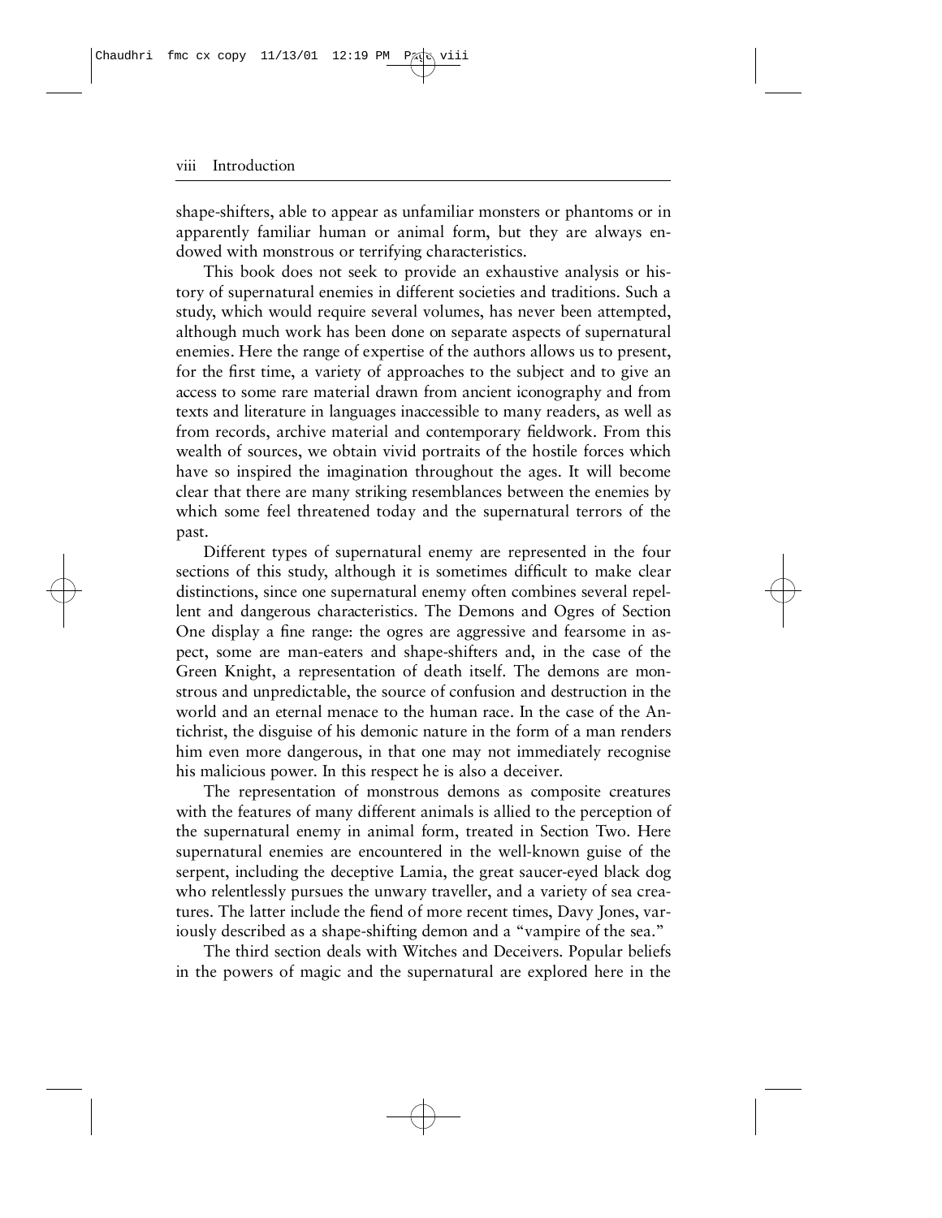shape-shifters, able to appear as unfamiliar monsters or phantoms or in apparently familiar human or animal form, but they are always endowed with monstrous or terrifying characteristics.

This book does not seek to provide an exhaustive analysis or history of supernatural enemies in different societies and traditions. Such a study, which would require several volumes, has never been attempted, although much work has been done on separate aspects of supernatural enemies. Here the range of expertise of the authors allows us to present, for the first time, a variety of approaches to the subject and to give an access to some rare material drawn from ancient iconography and from texts and literature in languages inaccessible to many readers, as well as from records, archive material and contemporary fieldwork. From this wealth of sources, we obtain vivid portraits of the hostile forces which have so inspired the imagination throughout the ages. It will become clear that there are many striking resemblances between the enemies by which some feel threatened today and the supernatural terrors of the past.

Different types of supernatural enemy are represented in the four sections of this study, although it is sometimes difficult to make clear distinctions, since one supernatural enemy often combines several repellent and dangerous characteristics. The Demons and Ogres of Section One display a fine range: the ogres are aggressive and fearsome in aspect, some are man-eaters and shape-shifters and, in the case of the Green Knight, a representation of death itself. The demons are monstrous and unpredictable, the source of confusion and destruction in the world and an eternal menace to the human race. In the case of the Antichrist, the disguise of his demonic nature in the form of a man renders him even more dangerous, in that one may not immediately recognise his malicious power. In this respect he is also a deceiver.

The representation of monstrous demons as composite creatures with the features of many different animals is allied to the perception of the supernatural enemy in animal form, treated in Section Two. Here supernatural enemies are encountered in the well-known guise of the serpent, including the deceptive Lamia, the great saucer-eyed black dog who relentlessly pursues the unwary traveller, and a variety of sea creatures. The latter include the fiend of more recent times, Davy Jones, variously described as a shape-shifting demon and a "vampire of the sea."

The third section deals with Witches and Deceivers. Popular beliefs in the powers of magic and the supernatural are explored here in the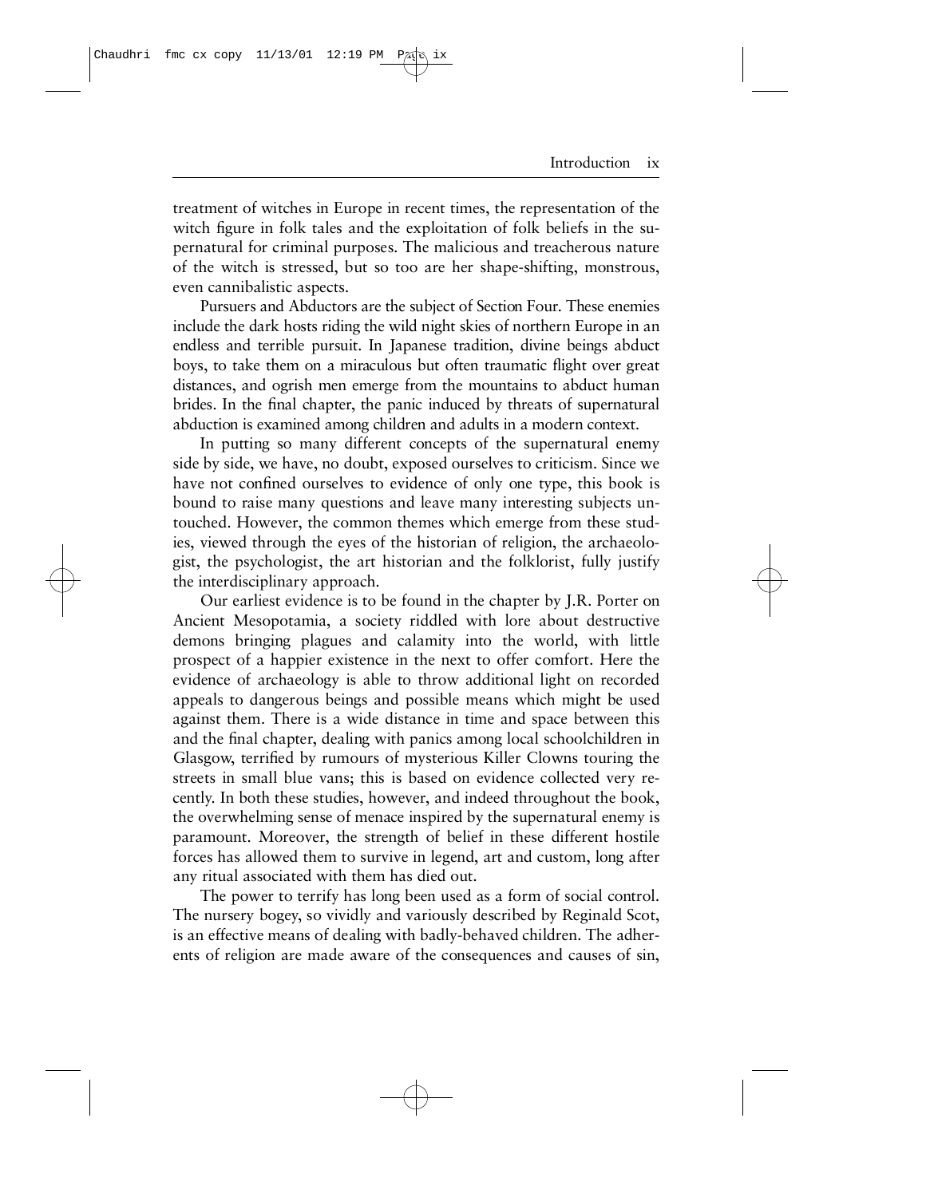treatment of witches in Europe in recent times, the representation of the witch figure in folk tales and the exploitation of folk beliefs in the supernatural for criminal purposes. The malicious and treacherous nature of the witch is stressed, but so too are her shape-shifting, monstrous, even cannibalistic aspects.

Pursuers and Abductors are the subject of Section Four. These enemies include the dark hosts riding the wild night skies of northern Europe in an endless and terrible pursuit. In Japanese tradition, divine beings abduct boys, to take them on a miraculous but often traumatic flight over great distances, and ogrish men emerge from the mountains to abduct human brides. In the final chapter, the panic induced by threats of supernatural abduction is examined among children and adults in a modern context.

In putting so many different concepts of the supernatural enemy side by side, we have, no doubt, exposed ourselves to criticism. Since we have not confined ourselves to evidence of only one type, this book is bound to raise many questions and leave many interesting subjects untouched. However, the common themes which emerge from these studies, viewed through the eyes of the historian of religion, the archaeologist, the psychologist, the art historian and the folklorist, fully justify the interdisciplinary approach.

Our earliest evidence is to be found in the chapter by J.R. Porter on Ancient Mesopotamia, a society riddled with lore about destructive demons bringing plagues and calamity into the world, with little prospect of a happier existence in the next to offer comfort. Here the evidence of archaeology is able to throw additional light on recorded appeals to dangerous beings and possible means which might be used against them. There is a wide distance in time and space between this and the final chapter, dealing with panics among local schoolchildren in Glasgow, terrified by rumours of mysterious Killer Clowns touring the streets in small blue vans; this is based on evidence collected very recently. In both these studies, however, and indeed throughout the book, the overwhelming sense of menace inspired by the supernatural enemy is paramount. Moreover, the strength of belief in these different hostile forces has allowed them to survive in legend, art and custom, long after any ritual associated with them has died out.

The power to terrify has long been used as a form of social control. The nursery bogey, so vividly and variously described by Reginald Scot, is an effective means of dealing with badly-behaved children. The adherents of religion are made aware of the consequences and causes of sin,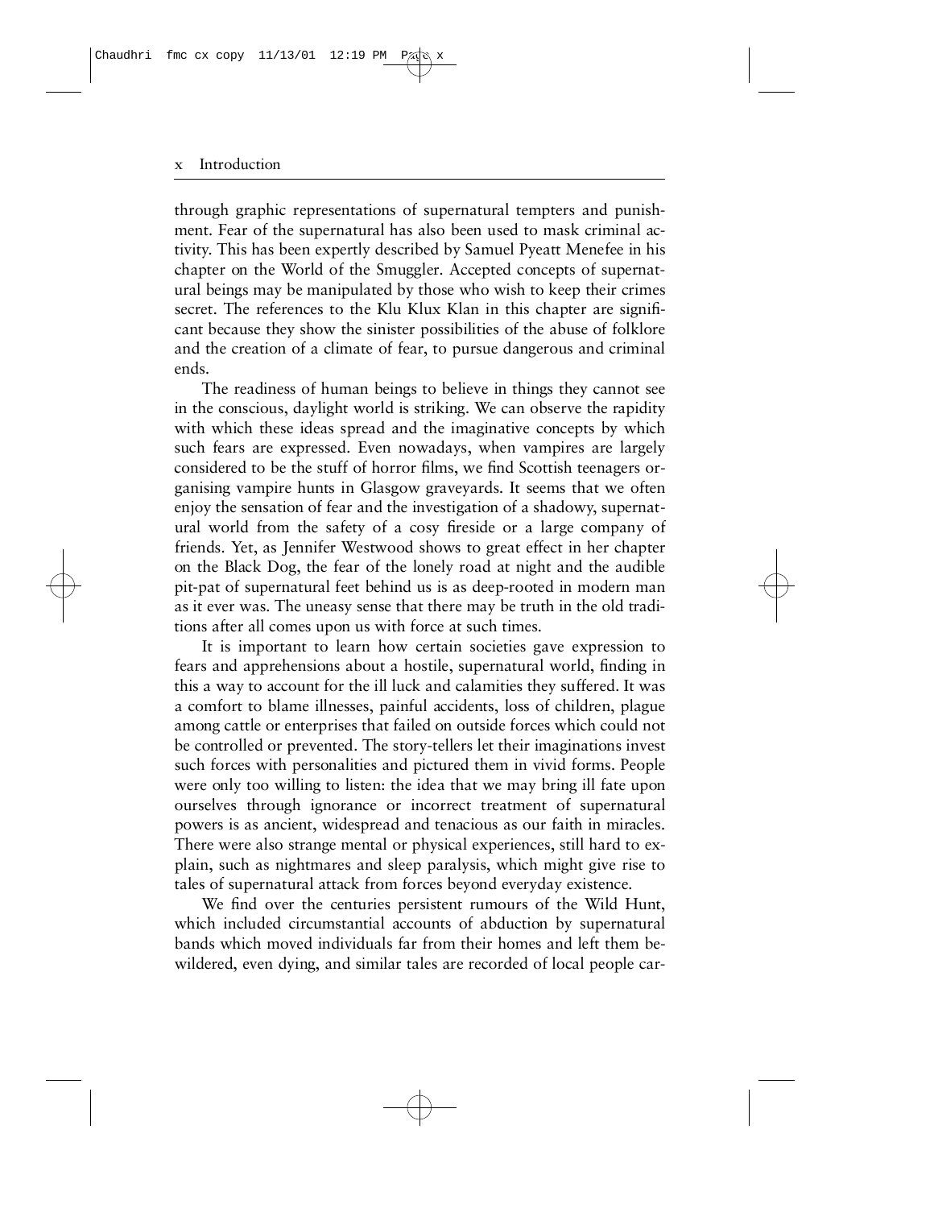through graphic representations of supernatural tempters and punishment. Fear of the supernatural has also been used to mask criminal activity. This has been expertly described by Samuel Pyeatt Menefee in his chapter on the World of the Smuggler. Accepted concepts of supernatural beings may be manipulated by those who wish to keep their crimes secret. The references to the Klu Klux Klan in this chapter are significant because they show the sinister possibilities of the abuse of folklore and the creation of a climate of fear, to pursue dangerous and criminal ends.

The readiness of human beings to believe in things they cannot see in the conscious, daylight world is striking. We can observe the rapidity with which these ideas spread and the imaginative concepts by which such fears are expressed. Even nowadays, when vampires are largely considered to be the stuff of horror films, we find Scottish teenagers organising vampire hunts in Glasgow graveyards. It seems that we often enjoy the sensation of fear and the investigation of a shadowy, supernatural world from the safety of a cosy fireside or a large company of friends. Yet, as Jennifer Westwood shows to great effect in her chapter on the Black Dog, the fear of the lonely road at night and the audible pit-pat of supernatural feet behind us is as deep-rooted in modern man as it ever was. The uneasy sense that there may be truth in the old traditions after all comes upon us with force at such times.

It is important to learn how certain societies gave expression to fears and apprehensions about a hostile, supernatural world, finding in this a way to account for the ill luck and calamities they suffered. It was a comfort to blame illnesses, painful accidents, loss of children, plague among cattle or enterprises that failed on outside forces which could not be controlled or prevented. The story-tellers let their imaginations invest such forces with personalities and pictured them in vivid forms. People were only too willing to listen: the idea that we may bring ill fate upon ourselves through ignorance or incorrect treatment of supernatural powers is as ancient, widespread and tenacious as our faith in miracles. There were also strange mental or physical experiences, still hard to explain, such as nightmares and sleep paralysis, which might give rise to tales of supernatural attack from forces beyond everyday existence.

We find over the centuries persistent rumours of the Wild Hunt, which included circumstantial accounts of abduction by supernatural bands which moved individuals far from their homes and left them bewildered, even dying, and similar tales are recorded of local people car-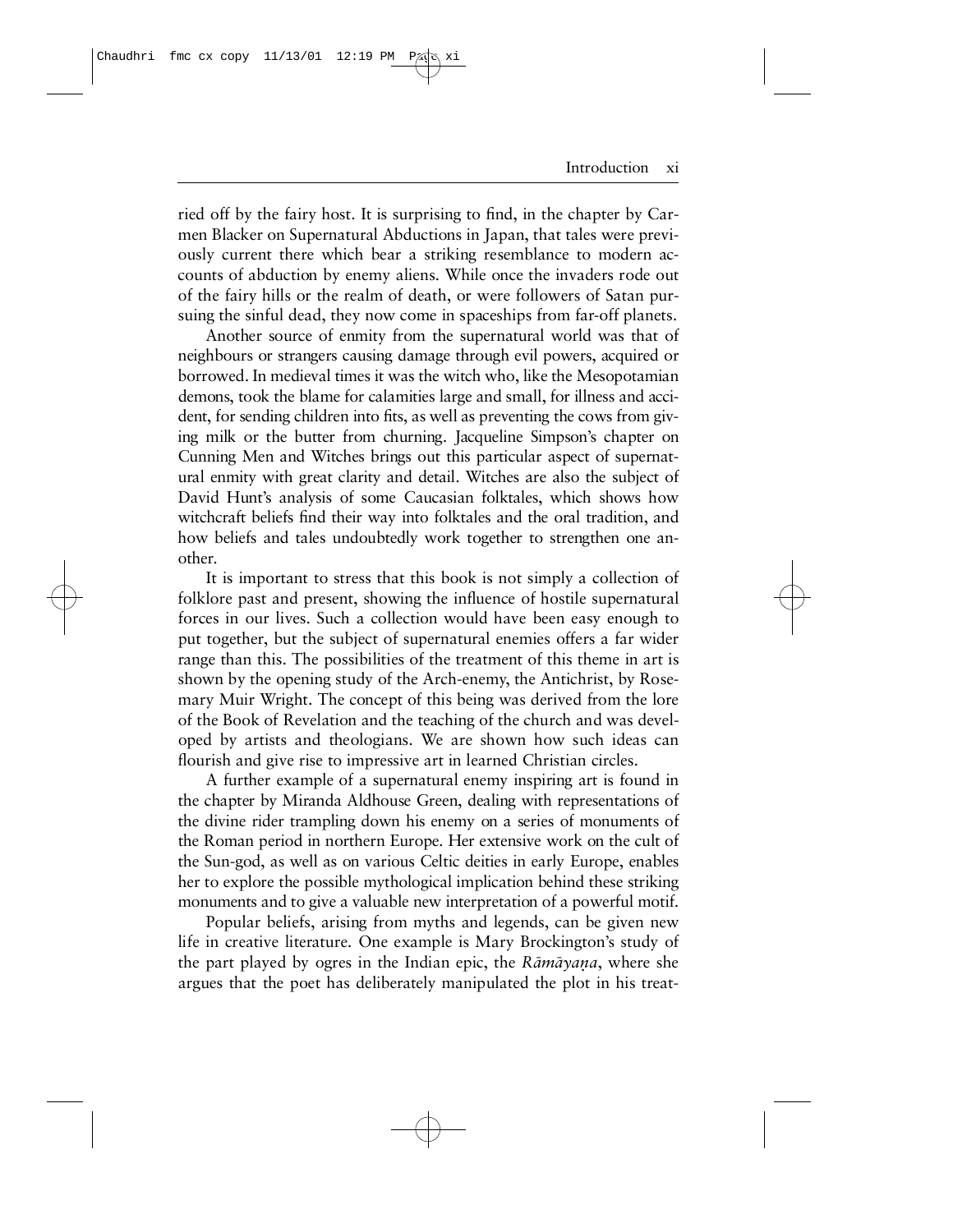ried off by the fairy host. It is surprising to find, in the chapter by Carmen Blacker on Supernatural Abductions in Japan, that tales were previously current there which bear a striking resemblance to modern accounts of abduction by enemy aliens. While once the invaders rode out of the fairy hills or the realm of death, or were followers of Satan pursuing the sinful dead, they now come in spaceships from far-off planets.

Another source of enmity from the supernatural world was that of neighbours or strangers causing damage through evil powers, acquired or borrowed. In medieval times it was the witch who, like the Mesopotamian demons, took the blame for calamities large and small, for illness and accident, for sending children into fits, as well as preventing the cows from giving milk or the butter from churning. Jacqueline Simpson's chapter on Cunning Men and Witches brings out this particular aspect of supernatural enmity with great clarity and detail. Witches are also the subject of David Hunt's analysis of some Caucasian folktales, which shows how witchcraft beliefs find their way into folktales and the oral tradition, and how beliefs and tales undoubtedly work together to strengthen one another.

It is important to stress that this book is not simply a collection of folklore past and present, showing the influence of hostile supernatural forces in our lives. Such a collection would have been easy enough to put together, but the subject of supernatural enemies offers a far wider range than this. The possibilities of the treatment of this theme in art is shown by the opening study of the Arch-enemy, the Antichrist, by Rosemary Muir Wright. The concept of this being was derived from the lore of the Book of Revelation and the teaching of the church and was developed by artists and theologians. We are shown how such ideas can flourish and give rise to impressive art in learned Christian circles.

A further example of a supernatural enemy inspiring art is found in the chapter by Miranda Aldhouse Green, dealing with representations of the divine rider trampling down his enemy on a series of monuments of the Roman period in northern Europe. Her extensive work on the cult of the Sun-god, as well as on various Celtic deities in early Europe, enables her to explore the possible mythological implication behind these striking monuments and to give a valuable new interpretation of a powerful motif.

Popular beliefs, arising from myths and legends, can be given new life in creative literature. One example is Mary Brockington's study of the part played by ogres in the Indian epic, the *Rāmāyaṇa*, where she argues that the poet has deliberately manipulated the plot in his treat-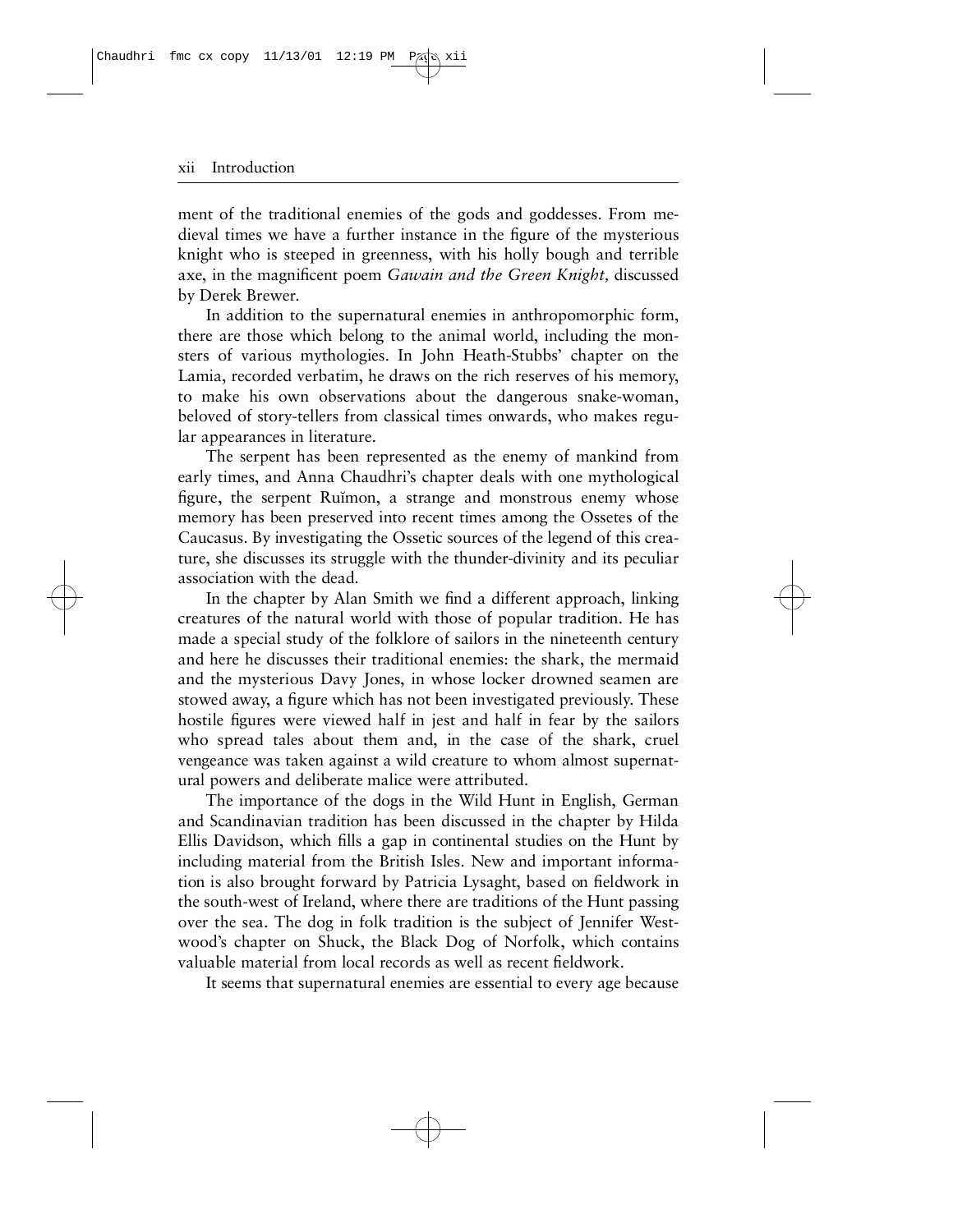ment of the traditional enemies of the gods and goddesses. From medieval times we have a further instance in the figure of the mysterious knight who is steeped in greenness, with his holly bough and terrible axe, in the magnificent poem *Gawain and the Green Knight,* discussed by Derek Brewer.

In addition to the supernatural enemies in anthropomorphic form, there are those which belong to the animal world, including the monsters of various mythologies. In John Heath-Stubbs' chapter on the Lamia, recorded verbatim, he draws on the rich reserves of his memory, to make his own observations about the dangerous snake-woman, beloved of story-tellers from classical times onwards, who makes regular appearances in literature.

The serpent has been represented as the enemy of mankind from early times, and Anna Chaudhri's chapter deals with one mythological figure, the serpent Ruĭmon, a strange and monstrous enemy whose memory has been preserved into recent times among the Ossetes of the Caucasus. By investigating the Ossetic sources of the legend of this creature, she discusses its struggle with the thunder-divinity and its peculiar association with the dead.

In the chapter by Alan Smith we find a different approach, linking creatures of the natural world with those of popular tradition. He has made a special study of the folklore of sailors in the nineteenth century and here he discusses their traditional enemies: the shark, the mermaid and the mysterious Davy Jones, in whose locker drowned seamen are stowed away, a figure which has not been investigated previously. These hostile figures were viewed half in jest and half in fear by the sailors who spread tales about them and, in the case of the shark, cruel vengeance was taken against a wild creature to whom almost supernatural powers and deliberate malice were attributed.

The importance of the dogs in the Wild Hunt in English, German and Scandinavian tradition has been discussed in the chapter by Hilda Ellis Davidson, which fills a gap in continental studies on the Hunt by including material from the British Isles. New and important information is also brought forward by Patricia Lysaght, based on fieldwork in the south-west of Ireland, where there are traditions of the Hunt passing over the sea. The dog in folk tradition is the subject of Jennifer Westwood's chapter on Shuck, the Black Dog of Norfolk, which contains valuable material from local records as well as recent fieldwork.

It seems that supernatural enemies are essential to every age because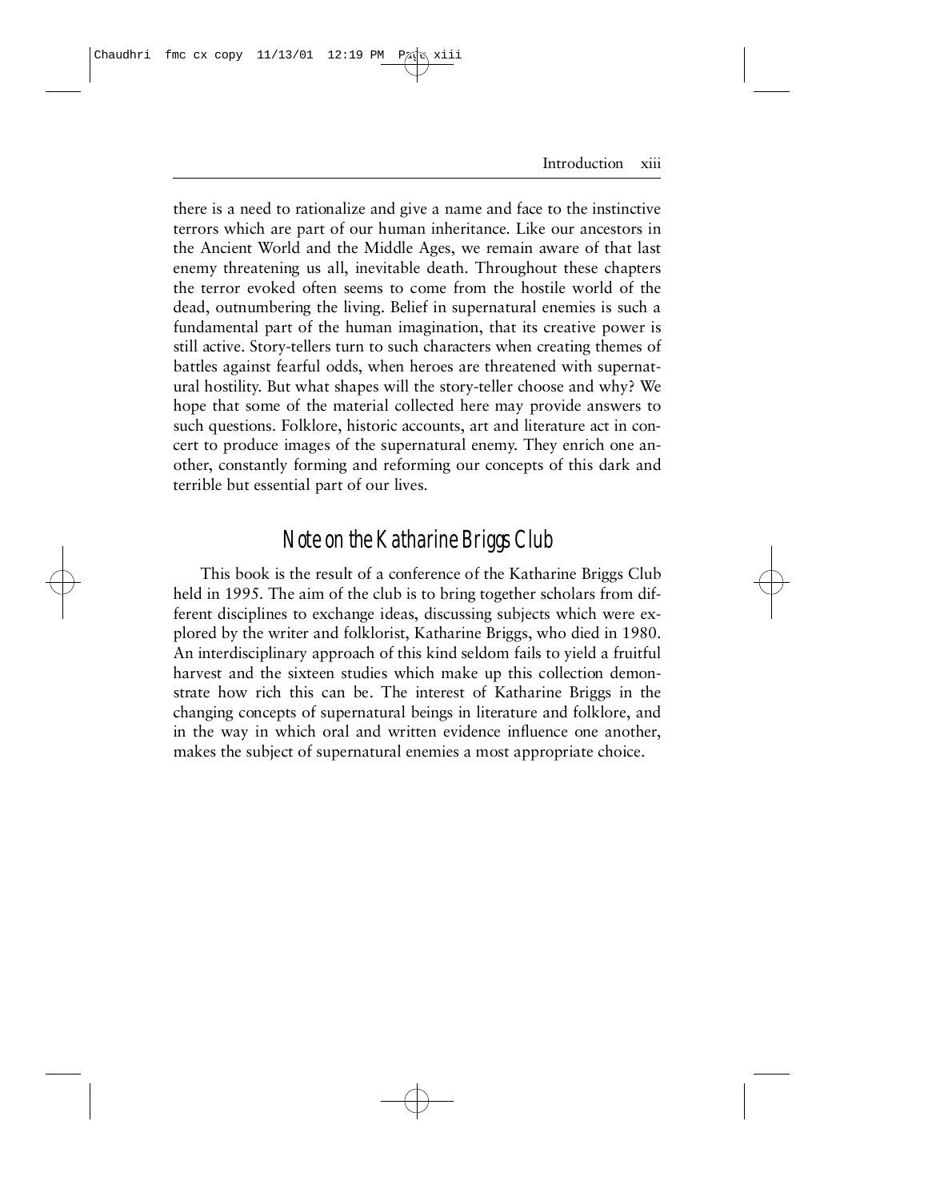there is a need to rationalize and give a name and face to the instinctive terrors which are part of our human inheritance. Like our ancestors in the Ancient World and the Middle Ages, we remain aware of that last enemy threatening us all, inevitable death. Throughout these chapters the terror evoked often seems to come from the hostile world of the dead, outnumbering the living. Belief in supernatural enemies is such a fundamental part of the human imagination, that its creative power is still active. Story-tellers turn to such characters when creating themes of battles against fearful odds, when heroes are threatened with supernatural hostility. But what shapes will the story-teller choose and why? We hope that some of the material collected here may provide answers to such questions. Folklore, historic accounts, art and literature act in concert to produce images of the supernatural enemy. They enrich one another, constantly forming and reforming our concepts of this dark and terrible but essential part of our lives.

## Note on the Katharine Briggs Club

This book is the result of a conference of the Katharine Briggs Club held in 1995. The aim of the club is to bring together scholars from different disciplines to exchange ideas, discussing subjects which were explored by the writer and folklorist, Katharine Briggs, who died in 1980. An interdisciplinary approach of this kind seldom fails to yield a fruitful harvest and the sixteen studies which make up this collection demonstrate how rich this can be. The interest of Katharine Briggs in the changing concepts of supernatural beings in literature and folklore, and in the way in which oral and written evidence influence one another, makes the subject of supernatural enemies a most appropriate choice.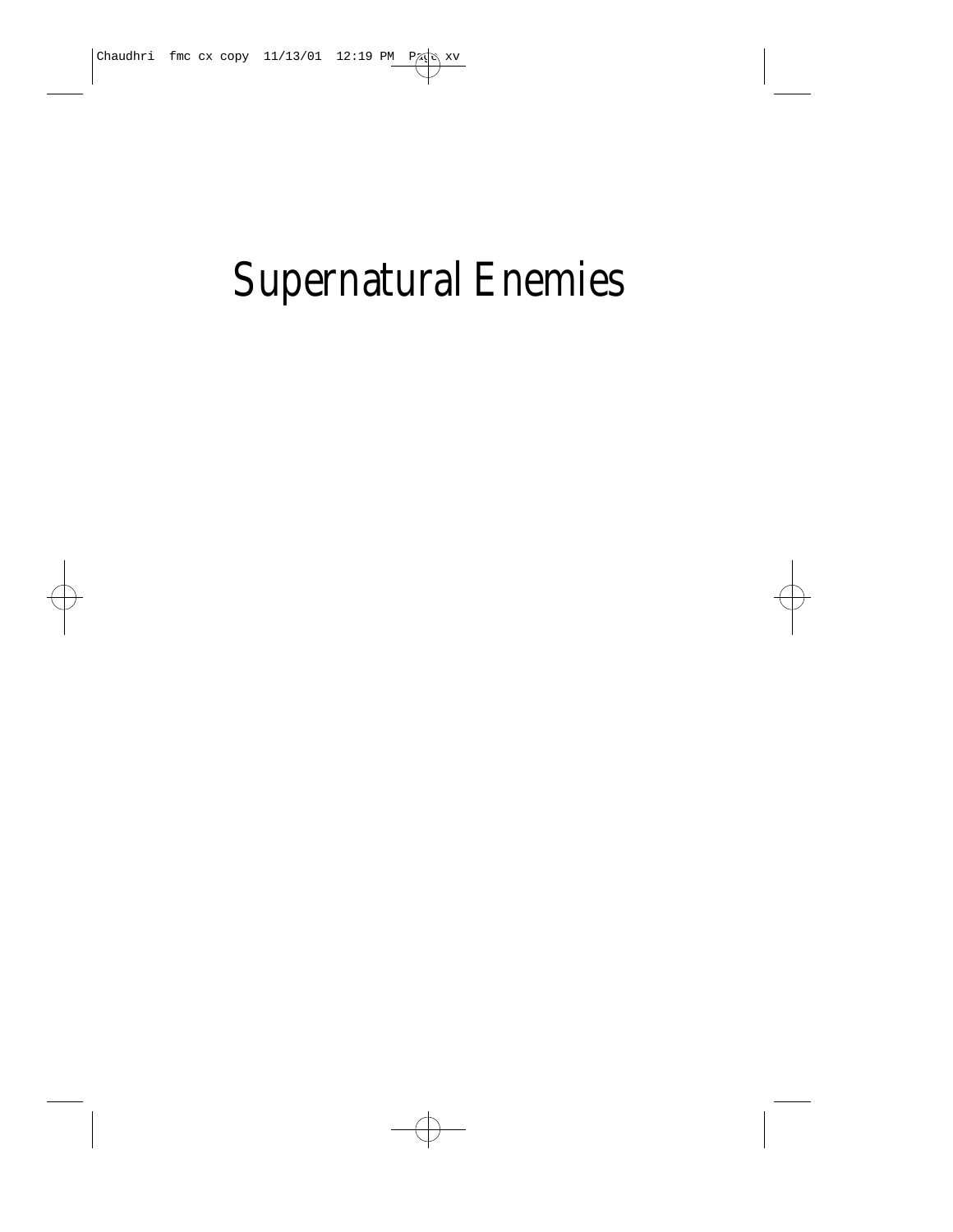# Supernatural Enemies